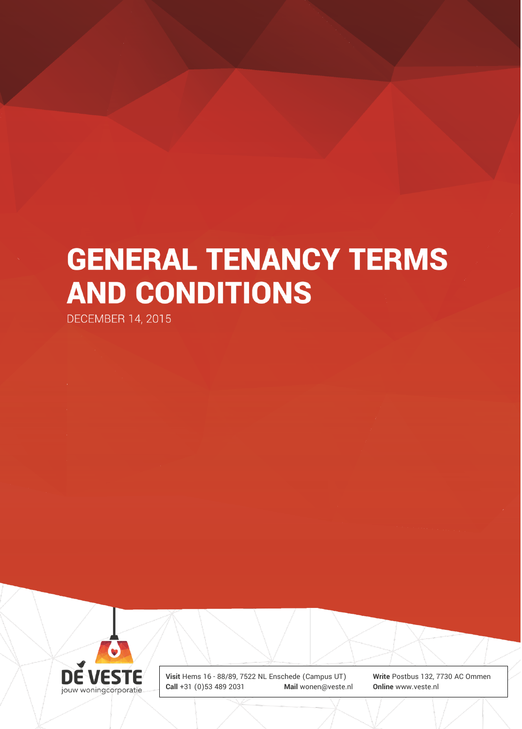# GENERAL TENANCY TERMS AND CONDITIONS

DECEMBER 14, 2015

DE VESTE
jouw woningcorporatie

**Visit** Hems 16 - 88/89, 7522 NL Enschede (Campus UT)
**Call** +31 (0)53 489 2031
**Mail** wonen@veste.nl
**Write** Postbus 132, 7730 AC Ommen
**Online** www.veste.nl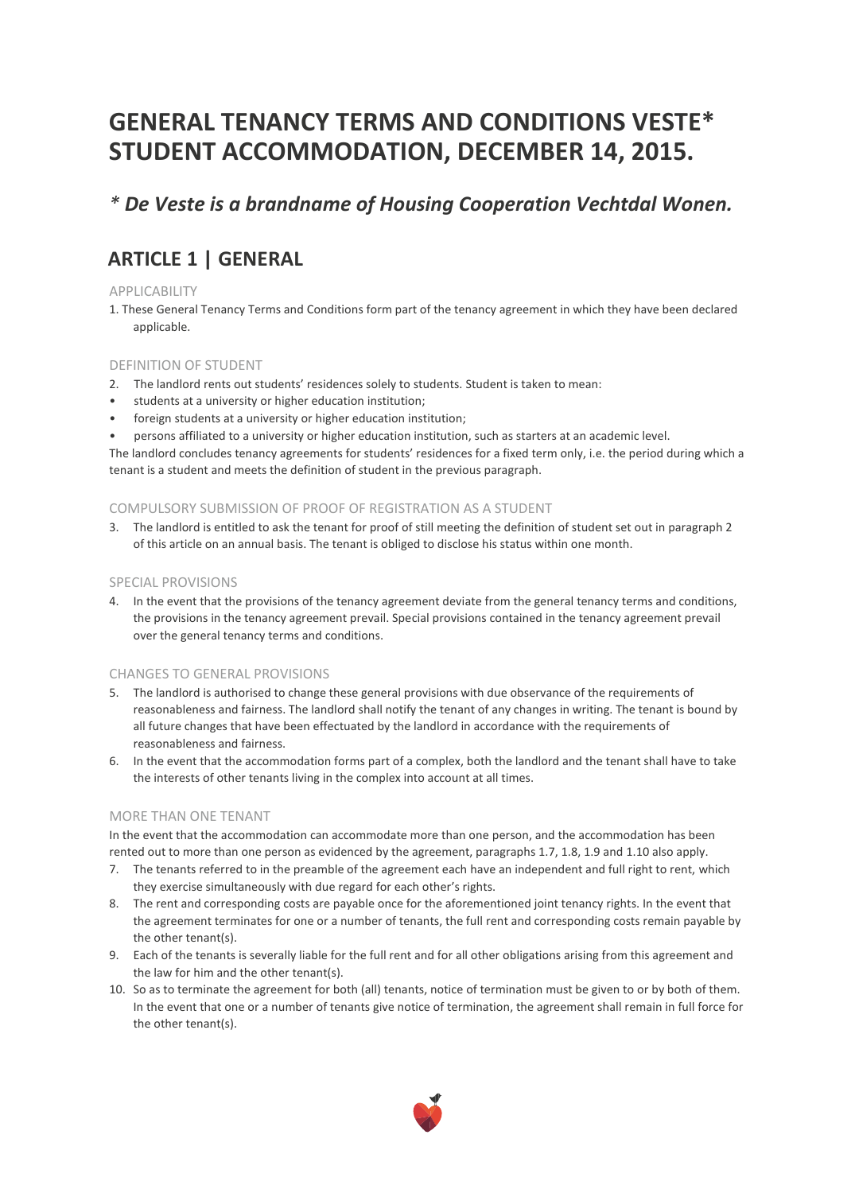# GENERAL TENANCY TERMS AND CONDITIONS VESTE* STUDENT ACCOMMODATION, DECEMBER 14, 2015.

## *\* De Veste is a brandname of Housing Cooperation Vechtdal Wonen.*

## ARTICLE 1 | GENERAL

### APPLICABILITY

1. These General Tenancy Terms and Conditions form part of the tenancy agreement in which they have been declared applicable.

### DEFINITION OF STUDENT

2. The landlord rents out students' residences solely to students. Student is taken to mean:

- students at a university or higher education institution;
- foreign students at a university or higher education institution;
- persons affiliated to a university or higher education institution, such as starters at an academic level.

The landlord concludes tenancy agreements for students' residences for a fixed term only, i.e. the period during which a tenant is a student and meets the definition of student in the previous paragraph.

### COMPULSORY SUBMISSION OF PROOF OF REGISTRATION AS A STUDENT

3. The landlord is entitled to ask the tenant for proof of still meeting the definition of student set out in paragraph 2 of this article on an annual basis. The tenant is obliged to disclose his status within one month.

### SPECIAL PROVISIONS

4. In the event that the provisions of the tenancy agreement deviate from the general tenancy terms and conditions, the provisions in the tenancy agreement prevail. Special provisions contained in the tenancy agreement prevail over the general tenancy terms and conditions.

### CHANGES TO GENERAL PROVISIONS

5. The landlord is authorised to change these general provisions with due observance of the requirements of reasonableness and fairness. The landlord shall notify the tenant of any changes in writing. The tenant is bound by all future changes that have been effectuated by the landlord in accordance with the requirements of reasonableness and fairness.
6. In the event that the accommodation forms part of a complex, both the landlord and the tenant shall have to take the interests of other tenants living in the complex into account at all times.

### MORE THAN ONE TENANT

In the event that the accommodation can accommodate more than one person, and the accommodation has been rented out to more than one person as evidenced by the agreement, paragraphs 1.7, 1.8, 1.9 and 1.10 also apply.

7. The tenants referred to in the preamble of the agreement each have an independent and full right to rent, which they exercise simultaneously with due regard for each other's rights.
8. The rent and corresponding costs are payable once for the aforementioned joint tenancy rights. In the event that the agreement terminates for one or a number of tenants, the full rent and corresponding costs remain payable by the other tenant(s).
9. Each of the tenants is severally liable for the full rent and for all other obligations arising from this agreement and the law for him and the other tenant(s).
10. So as to terminate the agreement for both (all) tenants, notice of termination must be given to or by both of them. In the event that one or a number of tenants give notice of termination, the agreement shall remain in full force for the other tenant(s).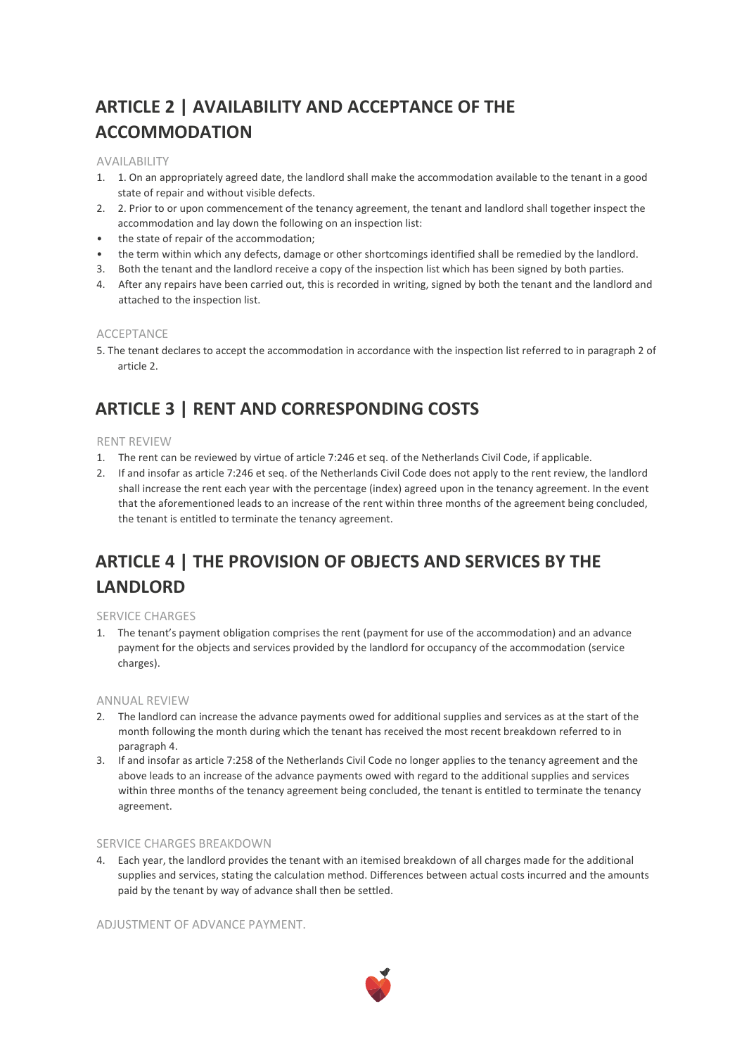## ARTICLE 2 | AVAILABILITY AND ACCEPTANCE OF THE ACCOMMODATION

### AVAILABILITY

1. 1. On an appropriately agreed date, the landlord shall make the accommodation available to the tenant in a good state of repair and without visible defects.
2. 2. Prior to or upon commencement of the tenancy agreement, the tenant and landlord shall together inspect the accommodation and lay down the following on an inspection list:

- the state of repair of the accommodation;
- the term within which any defects, damage or other shortcomings identified shall be remedied by the landlord.

3. Both the tenant and the landlord receive a copy of the inspection list which has been signed by both parties.
4. After any repairs have been carried out, this is recorded in writing, signed by both the tenant and the landlord and attached to the inspection list.

### ACCEPTANCE

5. The tenant declares to accept the accommodation in accordance with the inspection list referred to in paragraph 2 of article 2.

## ARTICLE 3 | RENT AND CORRESPONDING COSTS

### RENT REVIEW

1. The rent can be reviewed by virtue of article 7:246 et seq. of the Netherlands Civil Code, if applicable.
2. If and insofar as article 7:246 et seq. of the Netherlands Civil Code does not apply to the rent review, the landlord shall increase the rent each year with the percentage (index) agreed upon in the tenancy agreement. In the event that the aforementioned leads to an increase of the rent within three months of the agreement being concluded, the tenant is entitled to terminate the tenancy agreement.

## ARTICLE 4 | THE PROVISION OF OBJECTS AND SERVICES BY THE LANDLORD

### SERVICE CHARGES

1. The tenant's payment obligation comprises the rent (payment for use of the accommodation) and an advance payment for the objects and services provided by the landlord for occupancy of the accommodation (service charges).

### ANNUAL REVIEW

2. The landlord can increase the advance payments owed for additional supplies and services as at the start of the month following the month during which the tenant has received the most recent breakdown referred to in paragraph 4.
3. If and insofar as article 7:258 of the Netherlands Civil Code no longer applies to the tenancy agreement and the above leads to an increase of the advance payments owed with regard to the additional supplies and services within three months of the tenancy agreement being concluded, the tenant is entitled to terminate the tenancy agreement.

### SERVICE CHARGES BREAKDOWN

4. Each year, the landlord provides the tenant with an itemised breakdown of all charges made for the additional supplies and services, stating the calculation method. Differences between actual costs incurred and the amounts paid by the tenant by way of advance shall then be settled.

### ADJUSTMENT OF ADVANCE PAYMENT.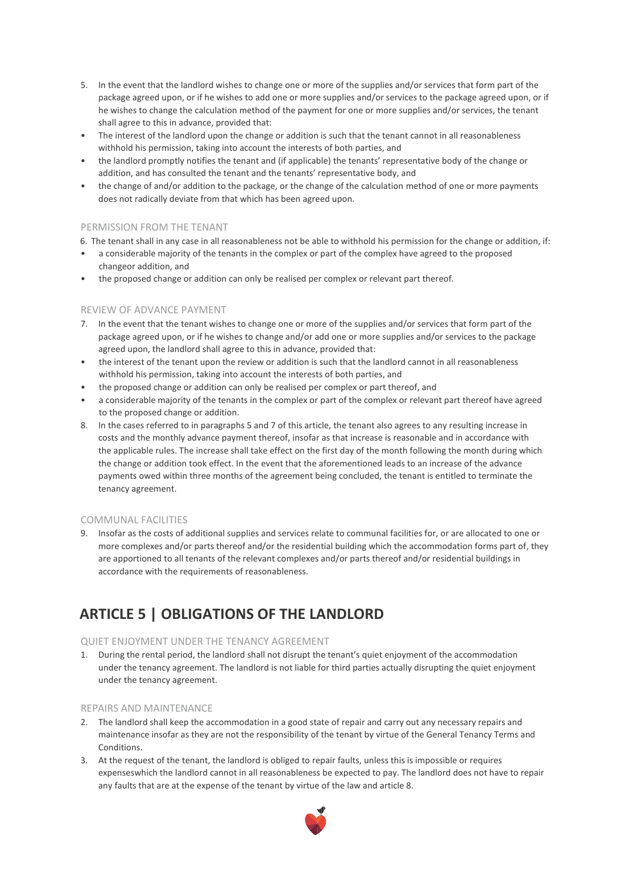5. In the event that the landlord wishes to change one or more of the supplies and/or services that form part of the package agreed upon, or if he wishes to add one or more supplies and/or services to the package agreed upon, or if he wishes to change the calculation method of the payment for one or more supplies and/or services, the tenant shall agree to this in advance, provided that:

- The interest of the landlord upon the change or addition is such that the tenant cannot in all reasonableness withhold his permission, taking into account the interests of both parties, and
- the landlord promptly notifies the tenant and (if applicable) the tenants' representative body of the change or addition, and has consulted the tenant and the tenants' representative body, and
- the change of and/or addition to the package, or the change of the calculation method of one or more payments does not radically deviate from that which has been agreed upon.

#### PERMISSION FROM THE TENANT

6. The tenant shall in any case in all reasonableness not be able to withhold his permission for the change or addition, if:

- a considerable majority of the tenants in the complex or part of the complex have agreed to the proposed changeor addition, and
- the proposed change or addition can only be realised per complex or relevant part thereof.

#### REVIEW OF ADVANCE PAYMENT

7. In the event that the tenant wishes to change one or more of the supplies and/or services that form part of the package agreed upon, or if he wishes to change and/or add one or more supplies and/or services to the package agreed upon, the landlord shall agree to this in advance, provided that:

- the interest of the tenant upon the review or addition is such that the landlord cannot in all reasonableness withhold his permission, taking into account the interests of both parties, and
- the proposed change or addition can only be realised per complex or part thereof, and
- a considerable majority of the tenants in the complex or part of the complex or relevant part thereof have agreed to the proposed change or addition.

8. In the cases referred to in paragraphs 5 and 7 of this article, the tenant also agrees to any resulting increase in costs and the monthly advance payment thereof, insofar as that increase is reasonable and in accordance with the applicable rules. The increase shall take effect on the first day of the month following the month during which the change or addition took effect. In the event that the aforementioned leads to an increase of the advance payments owed within three months of the agreement being concluded, the tenant is entitled to terminate the tenancy agreement.

#### COMMUNAL FACILITIES

9. Insofar as the costs of additional supplies and services relate to communal facilities for, or are allocated to one or more complexes and/or parts thereof and/or the residential building which the accommodation forms part of, they are apportioned to all tenants of the relevant complexes and/or parts thereof and/or residential buildings in accordance with the requirements of reasonableness.

## ARTICLE 5 | OBLIGATIONS OF THE LANDLORD

#### QUIET ENJOYMENT UNDER THE TENANCY AGREEMENT

1. During the rental period, the landlord shall not disrupt the tenant's quiet enjoyment of the accommodation under the tenancy agreement. The landlord is not liable for third parties actually disrupting the quiet enjoyment under the tenancy agreement.

#### REPAIRS AND MAINTENANCE

2. The landlord shall keep the accommodation in a good state of repair and carry out any necessary repairs and maintenance insofar as they are not the responsibility of the tenant by virtue of the General Tenancy Terms and Conditions.
3. At the request of the tenant, the landlord is obliged to repair faults, unless this is impossible or requires expenseswhich the landlord cannot in all reasonableness be expected to pay. The landlord does not have to repair any faults that are at the expense of the tenant by virtue of the law and article 8.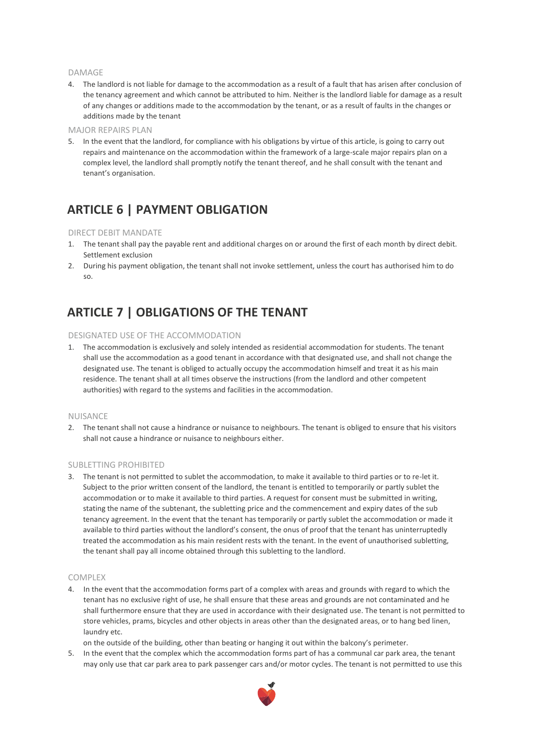DAMAGE

4. The landlord is not liable for damage to the accommodation as a result of a fault that has arisen after conclusion of the tenancy agreement and which cannot be attributed to him. Neither is the landlord liable for damage as a result of any changes or additions made to the accommodation by the tenant, or as a result of faults in the changes or additions made by the tenant

MAJOR REPAIRS PLAN

5. In the event that the landlord, for compliance with his obligations by virtue of this article, is going to carry out repairs and maintenance on the accommodation within the framework of a large-scale major repairs plan on a complex level, the landlord shall promptly notify the tenant thereof, and he shall consult with the tenant and tenant's organisation.

## ARTICLE 6 | PAYMENT OBLIGATION

DIRECT DEBIT MANDATE

1. The tenant shall pay the payable rent and additional charges on or around the first of each month by direct debit. Settlement exclusion
2. During his payment obligation, the tenant shall not invoke settlement, unless the court has authorised him to do so.

## ARTICLE 7 | OBLIGATIONS OF THE TENANT

DESIGNATED USE OF THE ACCOMMODATION

1. The accommodation is exclusively and solely intended as residential accommodation for students. The tenant shall use the accommodation as a good tenant in accordance with that designated use, and shall not change the designated use. The tenant is obliged to actually occupy the accommodation himself and treat it as his main residence. The tenant shall at all times observe the instructions (from the landlord and other competent authorities) with regard to the systems and facilities in the accommodation.

NUISANCE

2. The tenant shall not cause a hindrance or nuisance to neighbours. The tenant is obliged to ensure that his visitors shall not cause a hindrance or nuisance to neighbours either.

SUBLETTING PROHIBITED

3. The tenant is not permitted to sublet the accommodation, to make it available to third parties or to re-let it. Subject to the prior written consent of the landlord, the tenant is entitled to temporarily or partly sublet the accommodation or to make it available to third parties. A request for consent must be submitted in writing, stating the name of the subtenant, the subletting price and the commencement and expiry dates of the sub tenancy agreement. In the event that the tenant has temporarily or partly sublet the accommodation or made it available to third parties without the landlord's consent, the onus of proof that the tenant has uninterruptedly treated the accommodation as his main resident rests with the tenant. In the event of unauthorised subletting, the tenant shall pay all income obtained through this subletting to the landlord.

COMPLEX

4. In the event that the accommodation forms part of a complex with areas and grounds with regard to which the tenant has no exclusive right of use, he shall ensure that these areas and grounds are not contaminated and he shall furthermore ensure that they are used in accordance with their designated use. The tenant is not permitted to store vehicles, prams, bicycles and other objects in areas other than the designated areas, or to hang bed linen, laundry etc.

   on the outside of the building, other than beating or hanging it out within the balcony's perimeter.
5. In the event that the complex which the accommodation forms part of has a communal car park area, the tenant may only use that car park area to park passenger cars and/or motor cycles. The tenant is not permitted to use this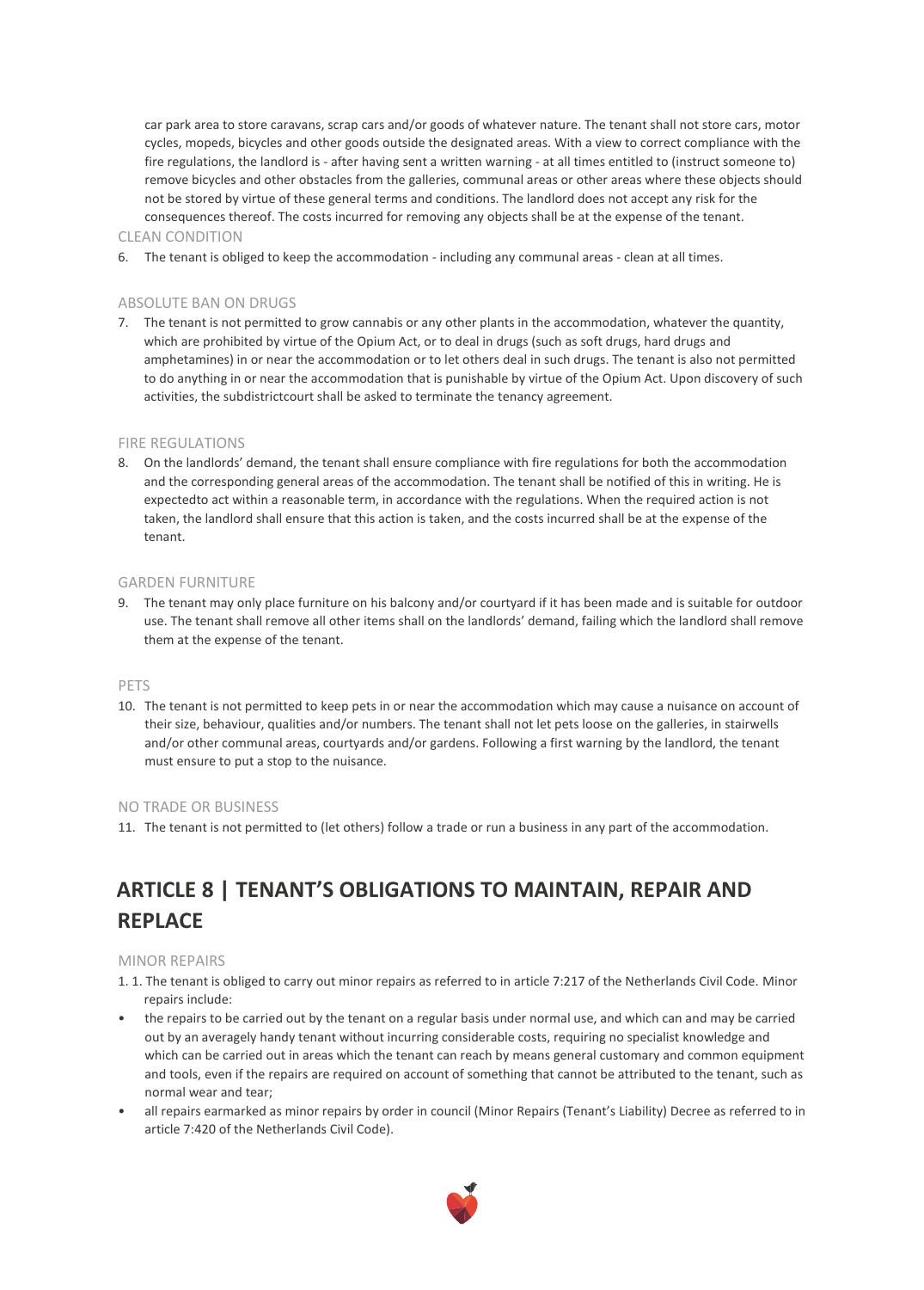car park area to store caravans, scrap cars and/or goods of whatever nature. The tenant shall not store cars, motor cycles, mopeds, bicycles and other goods outside the designated areas. With a view to correct compliance with the fire regulations, the landlord is - after having sent a written warning - at all times entitled to (instruct someone to) remove bicycles and other obstacles from the galleries, communal areas or other areas where these objects should not be stored by virtue of these general terms and conditions. The landlord does not accept any risk for the consequences thereof. The costs incurred for removing any objects shall be at the expense of the tenant.

CLEAN CONDITION

6. The tenant is obliged to keep the accommodation - including any communal areas - clean at all times.

ABSOLUTE BAN ON DRUGS

7. The tenant is not permitted to grow cannabis or any other plants in the accommodation, whatever the quantity, which are prohibited by virtue of the Opium Act, or to deal in drugs (such as soft drugs, hard drugs and amphetamines) in or near the accommodation or to let others deal in such drugs. The tenant is also not permitted to do anything in or near the accommodation that is punishable by virtue of the Opium Act. Upon discovery of such activities, the subdistrictcourt shall be asked to terminate the tenancy agreement.

FIRE REGULATIONS

8. On the landlords' demand, the tenant shall ensure compliance with fire regulations for both the accommodation and the corresponding general areas of the accommodation. The tenant shall be notified of this in writing. He is expectedto act within a reasonable term, in accordance with the regulations. When the required action is not taken, the landlord shall ensure that this action is taken, and the costs incurred shall be at the expense of the tenant.

GARDEN FURNITURE

9. The tenant may only place furniture on his balcony and/or courtyard if it has been made and is suitable for outdoor use. The tenant shall remove all other items shall on the landlords' demand, failing which the landlord shall remove them at the expense of the tenant.

PETS

10. The tenant is not permitted to keep pets in or near the accommodation which may cause a nuisance on account of their size, behaviour, qualities and/or numbers. The tenant shall not let pets loose on the galleries, in stairwells and/or other communal areas, courtyards and/or gardens. Following a first warning by the landlord, the tenant must ensure to put a stop to the nuisance.

NO TRADE OR BUSINESS

11. The tenant is not permitted to (let others) follow a trade or run a business in any part of the accommodation.

## ARTICLE 8 | TENANT'S OBLIGATIONS TO MAINTAIN, REPAIR AND REPLACE

MINOR REPAIRS

1. 1. The tenant is obliged to carry out minor repairs as referred to in article 7:217 of the Netherlands Civil Code. Minor repairs include:

- the repairs to be carried out by the tenant on a regular basis under normal use, and which can and may be carried out by an averagely handy tenant without incurring considerable costs, requiring no specialist knowledge and which can be carried out in areas which the tenant can reach by means general customary and common equipment and tools, even if the repairs are required on account of something that cannot be attributed to the tenant, such as normal wear and tear;
- all repairs earmarked as minor repairs by order in council (Minor Repairs (Tenant's Liability) Decree as referred to in article 7:420 of the Netherlands Civil Code).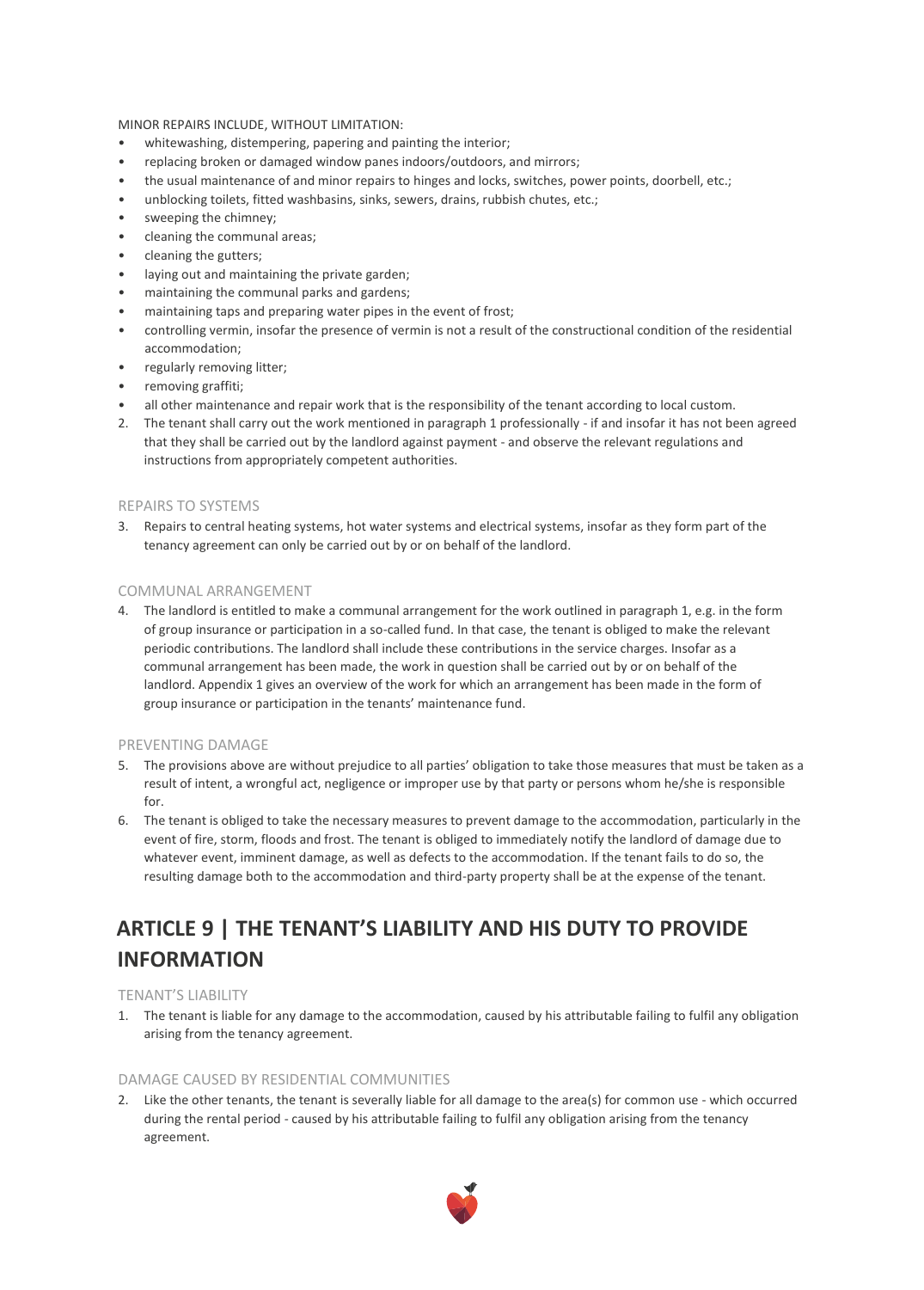MINOR REPAIRS INCLUDE, WITHOUT LIMITATION:

- whitewashing, distempering, papering and painting the interior;
- replacing broken or damaged window panes indoors/outdoors, and mirrors;
- the usual maintenance of and minor repairs to hinges and locks, switches, power points, doorbell, etc.;
- unblocking toilets, fitted washbasins, sinks, sewers, drains, rubbish chutes, etc.;
- sweeping the chimney;
- cleaning the communal areas;
- cleaning the gutters;
- laying out and maintaining the private garden;
- maintaining the communal parks and gardens;
- maintaining taps and preparing water pipes in the event of frost;
- controlling vermin, insofar the presence of vermin is not a result of the constructional condition of the residential accommodation;
- regularly removing litter;
- removing graffiti;
- all other maintenance and repair work that is the responsibility of the tenant according to local custom.

2. The tenant shall carry out the work mentioned in paragraph 1 professionally - if and insofar it has not been agreed that they shall be carried out by the landlord against payment - and observe the relevant regulations and instructions from appropriately competent authorities.

### REPAIRS TO SYSTEMS

3. Repairs to central heating systems, hot water systems and electrical systems, insofar as they form part of the tenancy agreement can only be carried out by or on behalf of the landlord.

### COMMUNAL ARRANGEMENT

4. The landlord is entitled to make a communal arrangement for the work outlined in paragraph 1, e.g. in the form of group insurance or participation in a so-called fund. In that case, the tenant is obliged to make the relevant periodic contributions. The landlord shall include these contributions in the service charges. Insofar as a communal arrangement has been made, the work in question shall be carried out by or on behalf of the landlord. Appendix 1 gives an overview of the work for which an arrangement has been made in the form of group insurance or participation in the tenants' maintenance fund.

### PREVENTING DAMAGE

5. The provisions above are without prejudice to all parties' obligation to take those measures that must be taken as a result of intent, a wrongful act, negligence or improper use by that party or persons whom he/she is responsible for.
6. The tenant is obliged to take the necessary measures to prevent damage to the accommodation, particularly in the event of fire, storm, floods and frost. The tenant is obliged to immediately notify the landlord of damage due to whatever event, imminent damage, as well as defects to the accommodation. If the tenant fails to do so, the resulting damage both to the accommodation and third-party property shall be at the expense of the tenant.

## ARTICLE 9 | THE TENANT'S LIABILITY AND HIS DUTY TO PROVIDE INFORMATION

### TENANT'S LIABILITY

1. The tenant is liable for any damage to the accommodation, caused by his attributable failing to fulfil any obligation arising from the tenancy agreement.

### DAMAGE CAUSED BY RESIDENTIAL COMMUNITIES

2. Like the other tenants, the tenant is severally liable for all damage to the area(s) for common use - which occurred during the rental period - caused by his attributable failing to fulfil any obligation arising from the tenancy agreement.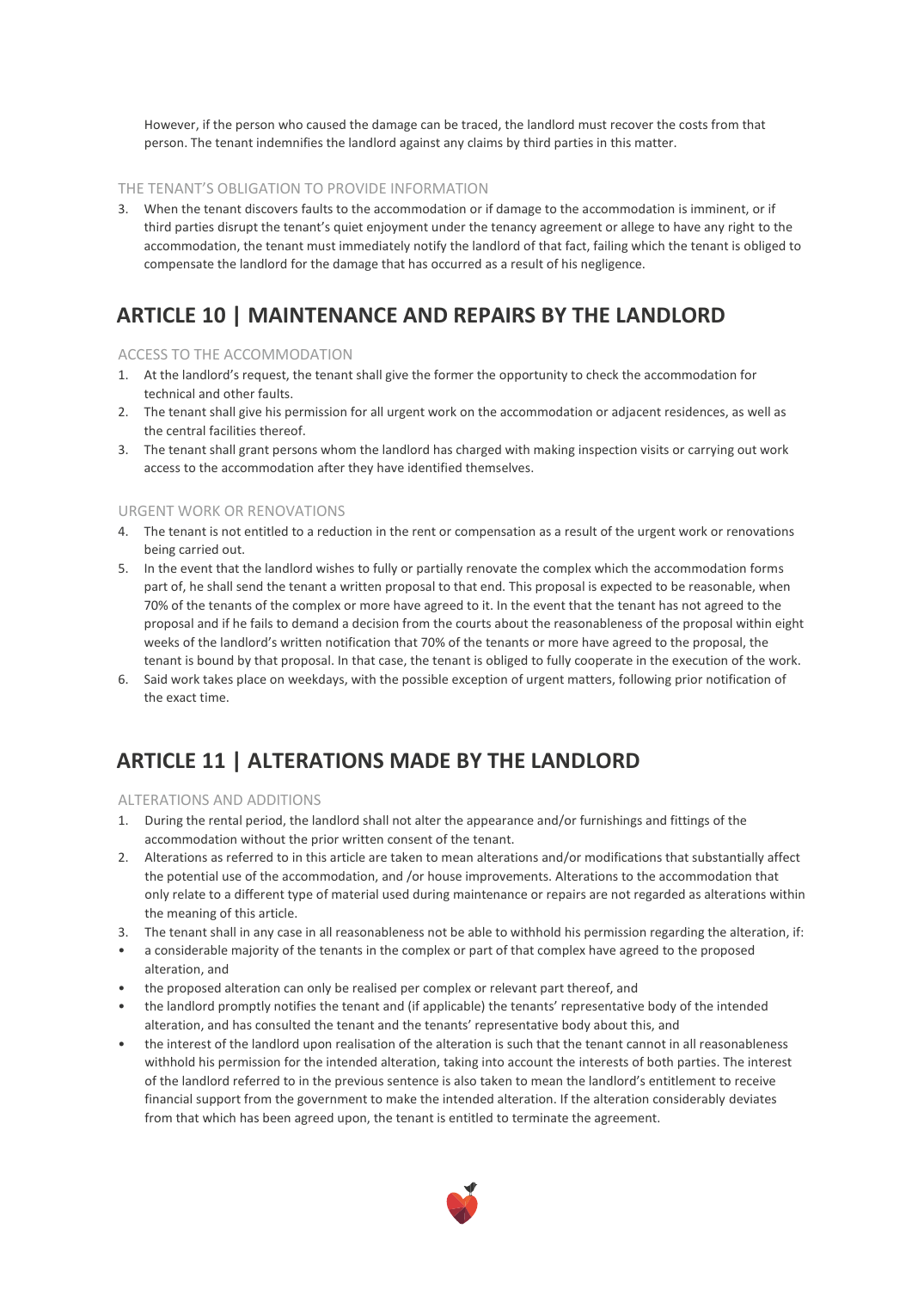However, if the person who caused the damage can be traced, the landlord must recover the costs from that person. The tenant indemnifies the landlord against any claims by third parties in this matter.

### THE TENANT'S OBLIGATION TO PROVIDE INFORMATION

3. When the tenant discovers faults to the accommodation or if damage to the accommodation is imminent, or if third parties disrupt the tenant's quiet enjoyment under the tenancy agreement or allege to have any right to the accommodation, the tenant must immediately notify the landlord of that fact, failing which the tenant is obliged to compensate the landlord for the damage that has occurred as a result of his negligence.

## ARTICLE 10 | MAINTENANCE AND REPAIRS BY THE LANDLORD

### ACCESS TO THE ACCOMMODATION

1. At the landlord's request, the tenant shall give the former the opportunity to check the accommodation for technical and other faults.
2. The tenant shall give his permission for all urgent work on the accommodation or adjacent residences, as well as the central facilities thereof.
3. The tenant shall grant persons whom the landlord has charged with making inspection visits or carrying out work access to the accommodation after they have identified themselves.

### URGENT WORK OR RENOVATIONS

4. The tenant is not entitled to a reduction in the rent or compensation as a result of the urgent work or renovations being carried out.
5. In the event that the landlord wishes to fully or partially renovate the complex which the accommodation forms part of, he shall send the tenant a written proposal to that end. This proposal is expected to be reasonable, when 70% of the tenants of the complex or more have agreed to it. In the event that the tenant has not agreed to the proposal and if he fails to demand a decision from the courts about the reasonableness of the proposal within eight weeks of the landlord's written notification that 70% of the tenants or more have agreed to the proposal, the tenant is bound by that proposal. In that case, the tenant is obliged to fully cooperate in the execution of the work.
6. Said work takes place on weekdays, with the possible exception of urgent matters, following prior notification of the exact time.

## ARTICLE 11 | ALTERATIONS MADE BY THE LANDLORD

### ALTERATIONS AND ADDITIONS

1. During the rental period, the landlord shall not alter the appearance and/or furnishings and fittings of the accommodation without the prior written consent of the tenant.
2. Alterations as referred to in this article are taken to mean alterations and/or modifications that substantially affect the potential use of the accommodation, and /or house improvements. Alterations to the accommodation that only relate to a different type of material used during maintenance or repairs are not regarded as alterations within the meaning of this article.
3. The tenant shall in any case in all reasonableness not be able to withhold his permission regarding the alteration, if:

- a considerable majority of the tenants in the complex or part of that complex have agreed to the proposed alteration, and
- the proposed alteration can only be realised per complex or relevant part thereof, and
- the landlord promptly notifies the tenant and (if applicable) the tenants' representative body of the intended alteration, and has consulted the tenant and the tenants' representative body about this, and
- the interest of the landlord upon realisation of the alteration is such that the tenant cannot in all reasonableness withhold his permission for the intended alteration, taking into account the interests of both parties. The interest of the landlord referred to in the previous sentence is also taken to mean the landlord's entitlement to receive financial support from the government to make the intended alteration. If the alteration considerably deviates from that which has been agreed upon, the tenant is entitled to terminate the agreement.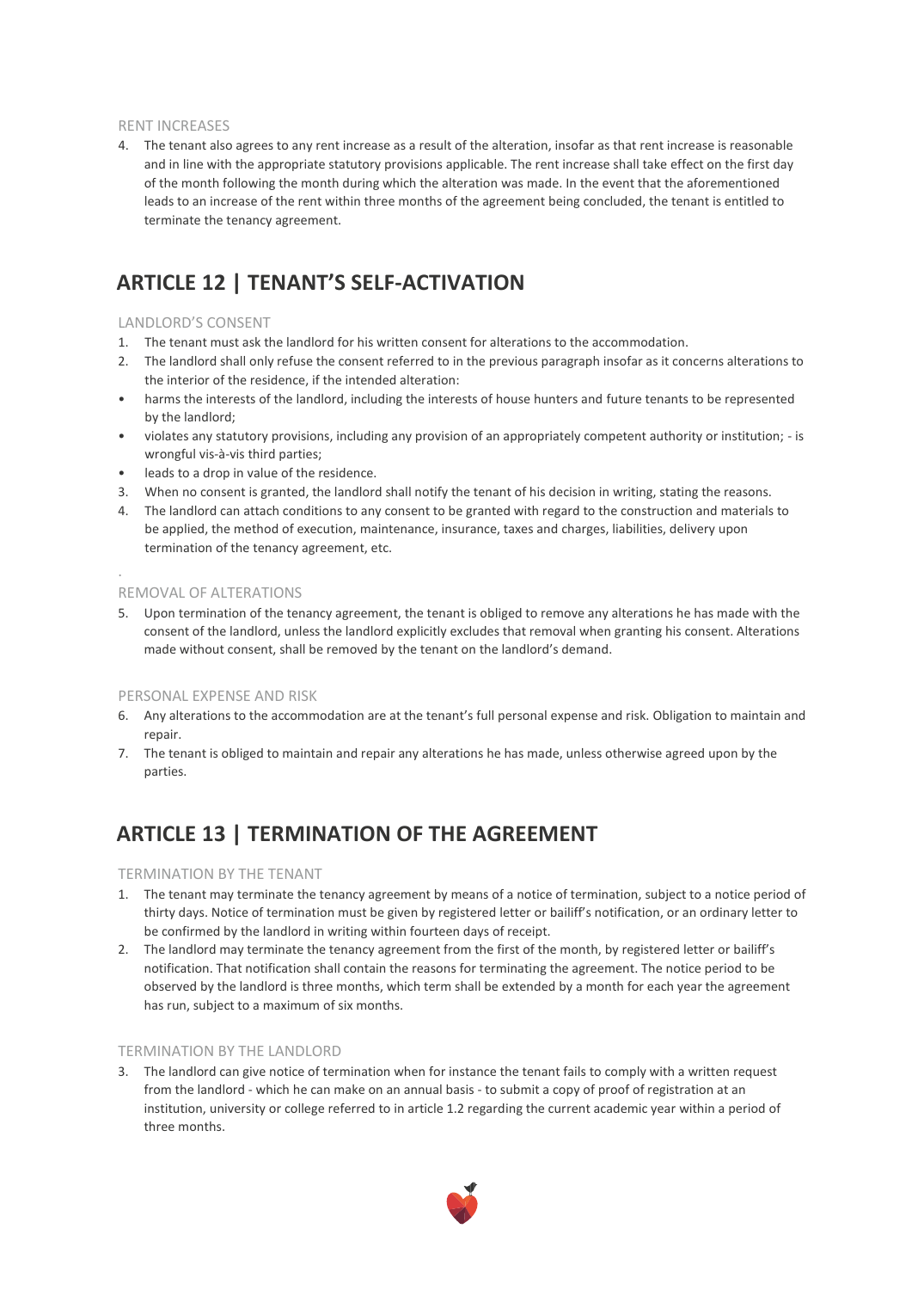### RENT INCREASES

4. The tenant also agrees to any rent increase as a result of the alteration, insofar as that rent increase is reasonable and in line with the appropriate statutory provisions applicable. The rent increase shall take effect on the first day of the month following the month during which the alteration was made. In the event that the aforementioned leads to an increase of the rent within three months of the agreement being concluded, the tenant is entitled to terminate the tenancy agreement.

## ARTICLE 12 | TENANT'S SELF-ACTIVATION

### LANDLORD'S CONSENT

1. The tenant must ask the landlord for his written consent for alterations to the accommodation.
2. The landlord shall only refuse the consent referred to in the previous paragraph insofar as it concerns alterations to the interior of the residence, if the intended alteration:

- harms the interests of the landlord, including the interests of house hunters and future tenants to be represented by the landlord;
- violates any statutory provisions, including any provision of an appropriately competent authority or institution; - is wrongful vis-à-vis third parties;
- leads to a drop in value of the residence.

3. When no consent is granted, the landlord shall notify the tenant of his decision in writing, stating the reasons.
4. The landlord can attach conditions to any consent to be granted with regard to the construction and materials to be applied, the method of execution, maintenance, insurance, taxes and charges, liabilities, delivery upon termination of the tenancy agreement, etc.

### REMOVAL OF ALTERATIONS

5. Upon termination of the tenancy agreement, the tenant is obliged to remove any alterations he has made with the consent of the landlord, unless the landlord explicitly excludes that removal when granting his consent. Alterations made without consent, shall be removed by the tenant on the landlord's demand.

### PERSONAL EXPENSE AND RISK

6. Any alterations to the accommodation are at the tenant's full personal expense and risk. Obligation to maintain and repair.
7. The tenant is obliged to maintain and repair any alterations he has made, unless otherwise agreed upon by the parties.

## ARTICLE 13 | TERMINATION OF THE AGREEMENT

### TERMINATION BY THE TENANT

1. The tenant may terminate the tenancy agreement by means of a notice of termination, subject to a notice period of thirty days. Notice of termination must be given by registered letter or bailiff's notification, or an ordinary letter to be confirmed by the landlord in writing within fourteen days of receipt.
2. The landlord may terminate the tenancy agreement from the first of the month, by registered letter or bailiff's notification. That notification shall contain the reasons for terminating the agreement. The notice period to be observed by the landlord is three months, which term shall be extended by a month for each year the agreement has run, subject to a maximum of six months.

### TERMINATION BY THE LANDLORD

3. The landlord can give notice of termination when for instance the tenant fails to comply with a written request from the landlord - which he can make on an annual basis - to submit a copy of proof of registration at an institution, university or college referred to in article 1.2 regarding the current academic year within a period of three months.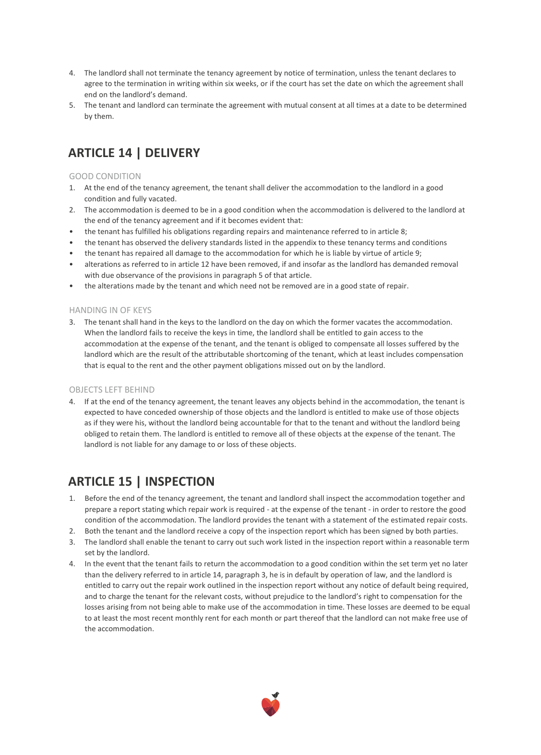4. The landlord shall not terminate the tenancy agreement by notice of termination, unless the tenant declares to agree to the termination in writing within six weeks, or if the court has set the date on which the agreement shall end on the landlord's demand.
5. The tenant and landlord can terminate the agreement with mutual consent at all times at a date to be determined by them.

## ARTICLE 14 | DELIVERY

GOOD CONDITION

1. At the end of the tenancy agreement, the tenant shall deliver the accommodation to the landlord in a good condition and fully vacated.
2. The accommodation is deemed to be in a good condition when the accommodation is delivered to the landlord at the end of the tenancy agreement and if it becomes evident that:

- the tenant has fulfilled his obligations regarding repairs and maintenance referred to in article 8;
- the tenant has observed the delivery standards listed in the appendix to these tenancy terms and conditions
- the tenant has repaired all damage to the accommodation for which he is liable by virtue of article 9;
- alterations as referred to in article 12 have been removed, if and insofar as the landlord has demanded removal with due observance of the provisions in paragraph 5 of that article.
- the alterations made by the tenant and which need not be removed are in a good state of repair.

HANDING IN OF KEYS

3. The tenant shall hand in the keys to the landlord on the day on which the former vacates the accommodation. When the landlord fails to receive the keys in time, the landlord shall be entitled to gain access to the accommodation at the expense of the tenant, and the tenant is obliged to compensate all losses suffered by the landlord which are the result of the attributable shortcoming of the tenant, which at least includes compensation that is equal to the rent and the other payment obligations missed out on by the landlord.

OBJECTS LEFT BEHIND

4. If at the end of the tenancy agreement, the tenant leaves any objects behind in the accommodation, the tenant is expected to have conceded ownership of those objects and the landlord is entitled to make use of those objects as if they were his, without the landlord being accountable for that to the tenant and without the landlord being obliged to retain them. The landlord is entitled to remove all of these objects at the expense of the tenant. The landlord is not liable for any damage to or loss of these objects.

## ARTICLE 15 | INSPECTION

1. Before the end of the tenancy agreement, the tenant and landlord shall inspect the accommodation together and prepare a report stating which repair work is required - at the expense of the tenant - in order to restore the good condition of the accommodation. The landlord provides the tenant with a statement of the estimated repair costs.
2. Both the tenant and the landlord receive a copy of the inspection report which has been signed by both parties.
3. The landlord shall enable the tenant to carry out such work listed in the inspection report within a reasonable term set by the landlord.
4. In the event that the tenant fails to return the accommodation to a good condition within the set term yet no later than the delivery referred to in article 14, paragraph 3, he is in default by operation of law, and the landlord is entitled to carry out the repair work outlined in the inspection report without any notice of default being required, and to charge the tenant for the relevant costs, without prejudice to the landlord's right to compensation for the losses arising from not being able to make use of the accommodation in time. These losses are deemed to be equal to at least the most recent monthly rent for each month or part thereof that the landlord can not make free use of the accommodation.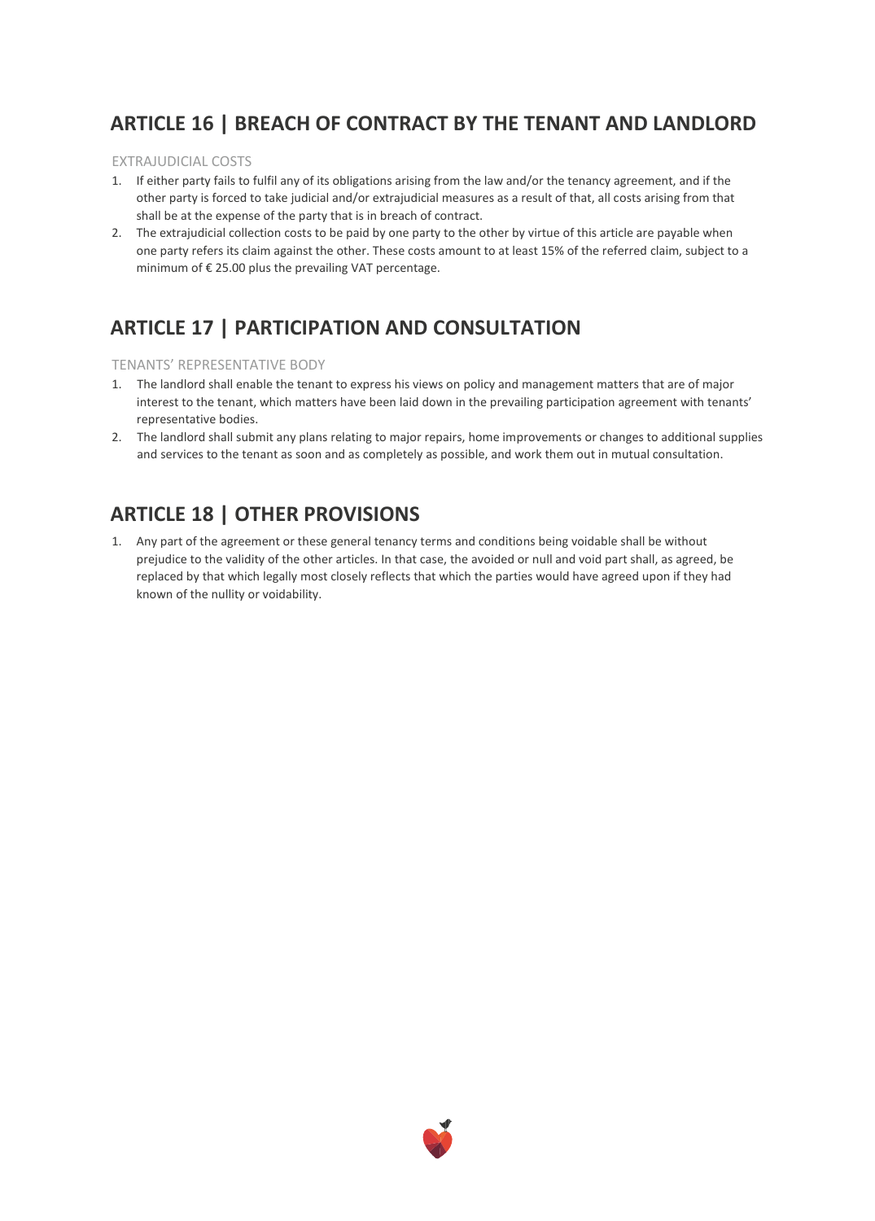## ARTICLE 16 | BREACH OF CONTRACT BY THE TENANT AND LANDLORD

### EXTRAJUDICIAL COSTS

1. If either party fails to fulfil any of its obligations arising from the law and/or the tenancy agreement, and if the other party is forced to take judicial and/or extrajudicial measures as a result of that, all costs arising from that shall be at the expense of the party that is in breach of contract.
2. The extrajudicial collection costs to be paid by one party to the other by virtue of this article are payable when one party refers its claim against the other. These costs amount to at least 15% of the referred claim, subject to a minimum of € 25.00 plus the prevailing VAT percentage.

## ARTICLE 17 | PARTICIPATION AND CONSULTATION

### TENANTS' REPRESENTATIVE BODY

1. The landlord shall enable the tenant to express his views on policy and management matters that are of major interest to the tenant, which matters have been laid down in the prevailing participation agreement with tenants' representative bodies.
2. The landlord shall submit any plans relating to major repairs, home improvements or changes to additional supplies and services to the tenant as soon and as completely as possible, and work them out in mutual consultation.

## ARTICLE 18 | OTHER PROVISIONS

1. Any part of the agreement or these general tenancy terms and conditions being voidable shall be without prejudice to the validity of the other articles. In that case, the avoided or null and void part shall, as agreed, be replaced by that which legally most closely reflects that which the parties would have agreed upon if they had known of the nullity or voidability.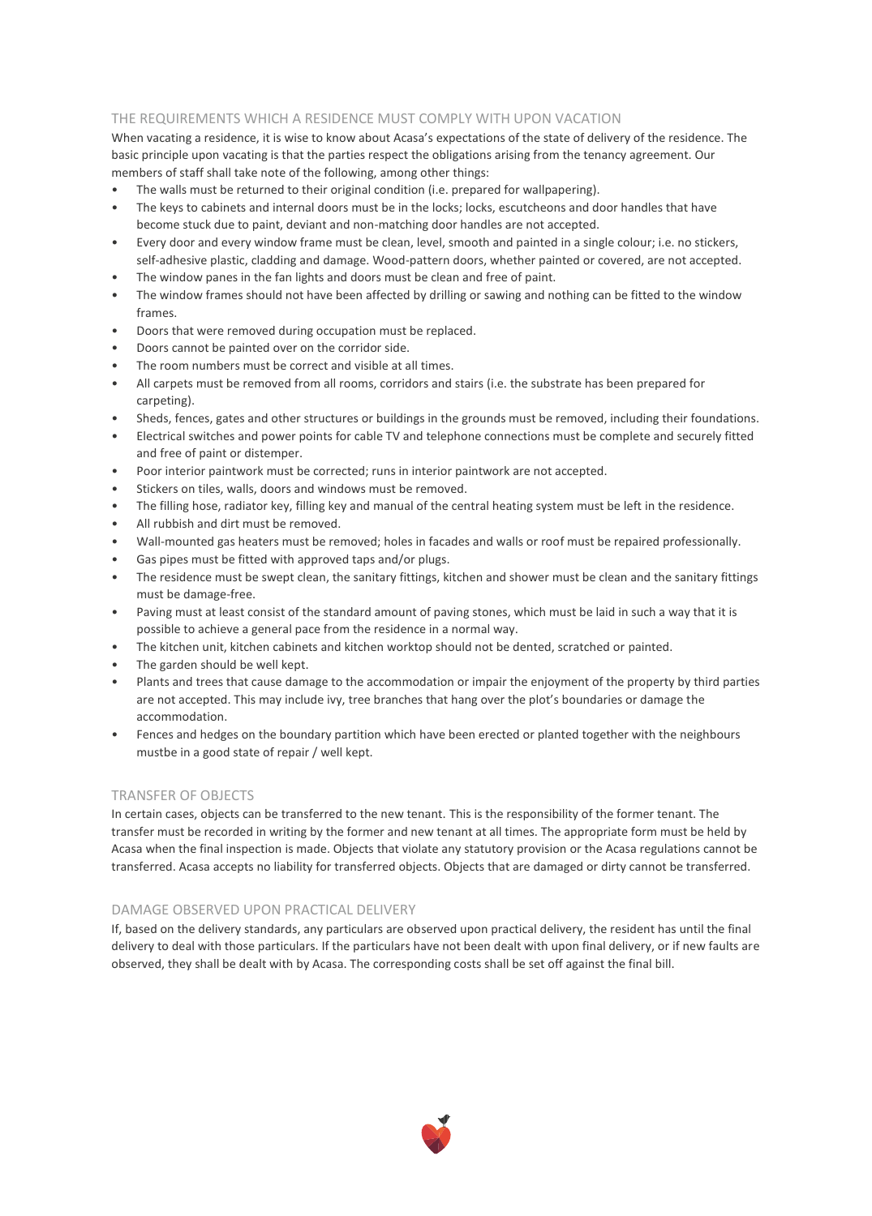## THE REQUIREMENTS WHICH A RESIDENCE MUST COMPLY WITH UPON VACATION

When vacating a residence, it is wise to know about Acasa's expectations of the state of delivery of the residence. The basic principle upon vacating is that the parties respect the obligations arising from the tenancy agreement. Our members of staff shall take note of the following, among other things:

- The walls must be returned to their original condition (i.e. prepared for wallpapering).
- The keys to cabinets and internal doors must be in the locks; locks, escutcheons and door handles that have become stuck due to paint, deviant and non-matching door handles are not accepted.
- Every door and every window frame must be clean, level, smooth and painted in a single colour; i.e. no stickers, self-adhesive plastic, cladding and damage. Wood-pattern doors, whether painted or covered, are not accepted.
- The window panes in the fan lights and doors must be clean and free of paint.
- The window frames should not have been affected by drilling or sawing and nothing can be fitted to the window frames.
- Doors that were removed during occupation must be replaced.
- Doors cannot be painted over on the corridor side.
- The room numbers must be correct and visible at all times.
- All carpets must be removed from all rooms, corridors and stairs (i.e. the substrate has been prepared for carpeting).
- Sheds, fences, gates and other structures or buildings in the grounds must be removed, including their foundations.
- Electrical switches and power points for cable TV and telephone connections must be complete and securely fitted and free of paint or distemper.
- Poor interior paintwork must be corrected; runs in interior paintwork are not accepted.
- Stickers on tiles, walls, doors and windows must be removed.
- The filling hose, radiator key, filling key and manual of the central heating system must be left in the residence.
- All rubbish and dirt must be removed.
- Wall-mounted gas heaters must be removed; holes in facades and walls or roof must be repaired professionally.
- Gas pipes must be fitted with approved taps and/or plugs.
- The residence must be swept clean, the sanitary fittings, kitchen and shower must be clean and the sanitary fittings must be damage-free.
- Paving must at least consist of the standard amount of paving stones, which must be laid in such a way that it is possible to achieve a general pace from the residence in a normal way.
- The kitchen unit, kitchen cabinets and kitchen worktop should not be dented, scratched or painted.
- The garden should be well kept.
- Plants and trees that cause damage to the accommodation or impair the enjoyment of the property by third parties are not accepted. This may include ivy, tree branches that hang over the plot's boundaries or damage the accommodation.
- Fences and hedges on the boundary partition which have been erected or planted together with the neighbours mustbe in a good state of repair / well kept.

## TRANSFER OF OBJECTS

In certain cases, objects can be transferred to the new tenant. This is the responsibility of the former tenant. The transfer must be recorded in writing by the former and new tenant at all times. The appropriate form must be held by Acasa when the final inspection is made. Objects that violate any statutory provision or the Acasa regulations cannot be transferred. Acasa accepts no liability for transferred objects. Objects that are damaged or dirty cannot be transferred.

## DAMAGE OBSERVED UPON PRACTICAL DELIVERY

If, based on the delivery standards, any particulars are observed upon practical delivery, the resident has until the final delivery to deal with those particulars. If the particulars have not been dealt with upon final delivery, or if new faults are observed, they shall be dealt with by Acasa. The corresponding costs shall be set off against the final bill.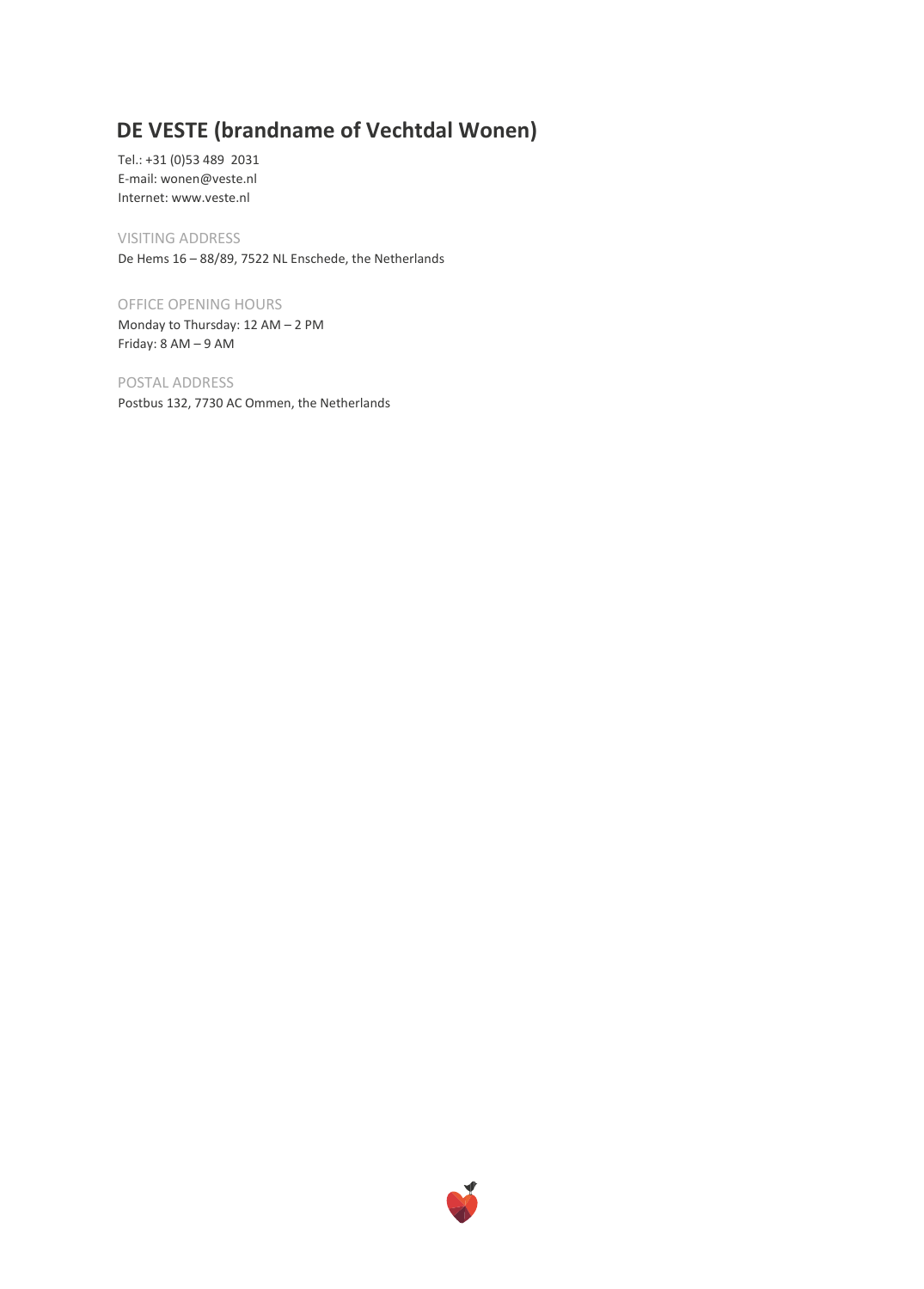# DE VESTE (brandname of Vechtdal Wonen)

Tel.: +31 (0)53 489  2031
E-mail: wonen@veste.nl
Internet: www.veste.nl

VISITING ADDRESS
De Hems 16 – 88/89, 7522 NL Enschede, the Netherlands

OFFICE OPENING HOURS
Monday to Thursday: 12 AM – 2 PM
Friday: 8 AM – 9 AM

POSTAL ADDRESS
Postbus 132, 7730 AC Ommen, the Netherlands